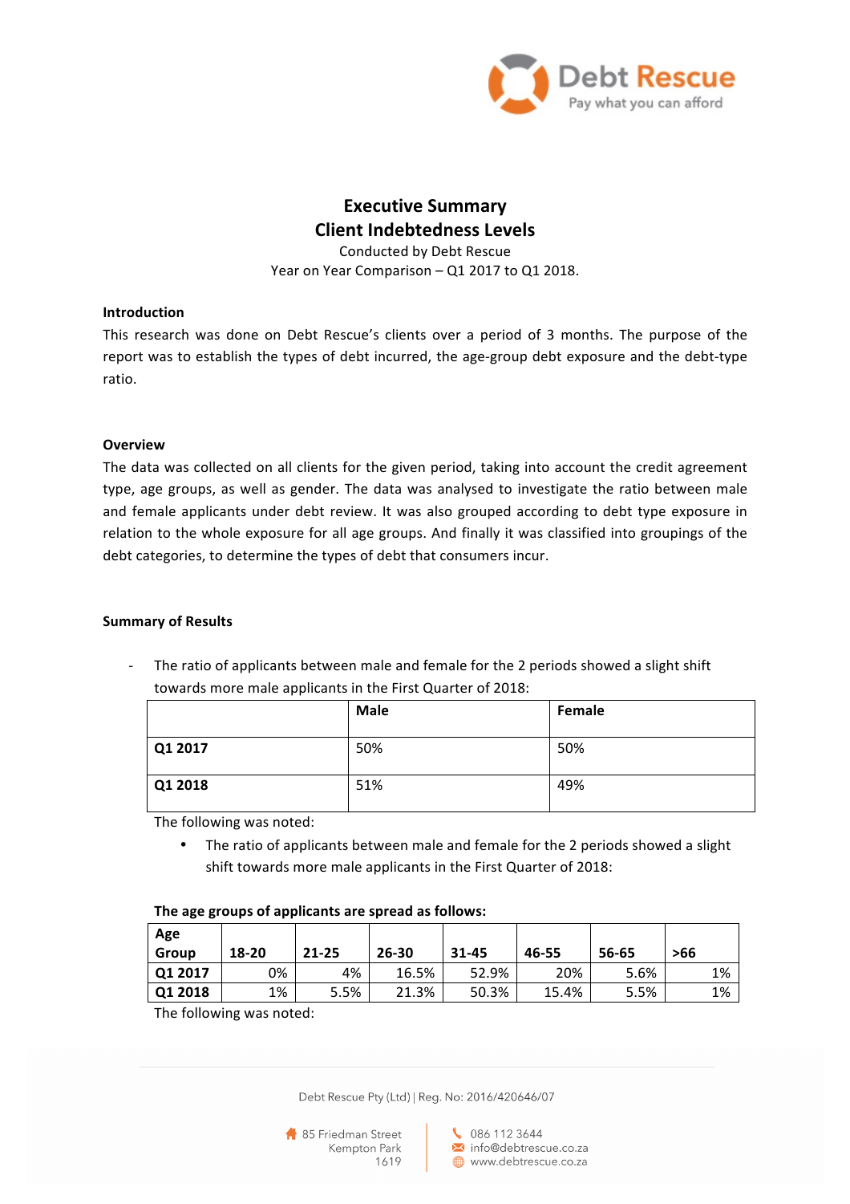Debt Rescue
Pay what you can afford

# Executive Summary
# Client Indebtedness Levels

Conducted by Debt Rescue
Year on Year Comparison – Q1 2017 to Q1 2018.

**Introduction**

This research was done on Debt Rescue's clients over a period of 3 months. The purpose of the report was to establish the types of debt incurred, the age-group debt exposure and the debt-type ratio.

**Overview**

The data was collected on all clients for the given period, taking into account the credit agreement type, age groups, as well as gender. The data was analysed to investigate the ratio between male and female applicants under debt review. It was also grouped according to debt type exposure in relation to the whole exposure for all age groups. And finally it was classified into groupings of the debt categories, to determine the types of debt that consumers incur.

**Summary of Results**

- The ratio of applicants between male and female for the 2 periods showed a slight shift towards more male applicants in the First Quarter of 2018:

| | Male | Female |
|---|---|---|
| **Q1 2017** | 50% | 50% |
| **Q1 2018** | 51% | 49% |

The following was noted:

- The ratio of applicants between male and female for the 2 periods showed a slight shift towards more male applicants in the First Quarter of 2018:

**The age groups of applicants are spread as follows:**

| Age Group | 18-20 | 21-25 | 26-30 | 31-45 | 46-55 | 56-65 | >66 |
|---|---|---|---|---|---|---|---|
| **Q1 2017** | 0% | 4% | 16.5% | 52.9% | 20% | 5.6% | 1% |
| **Q1 2018** | 1% | 5.5% | 21.3% | 50.3% | 15.4% | 5.5% | 1% |

The following was noted: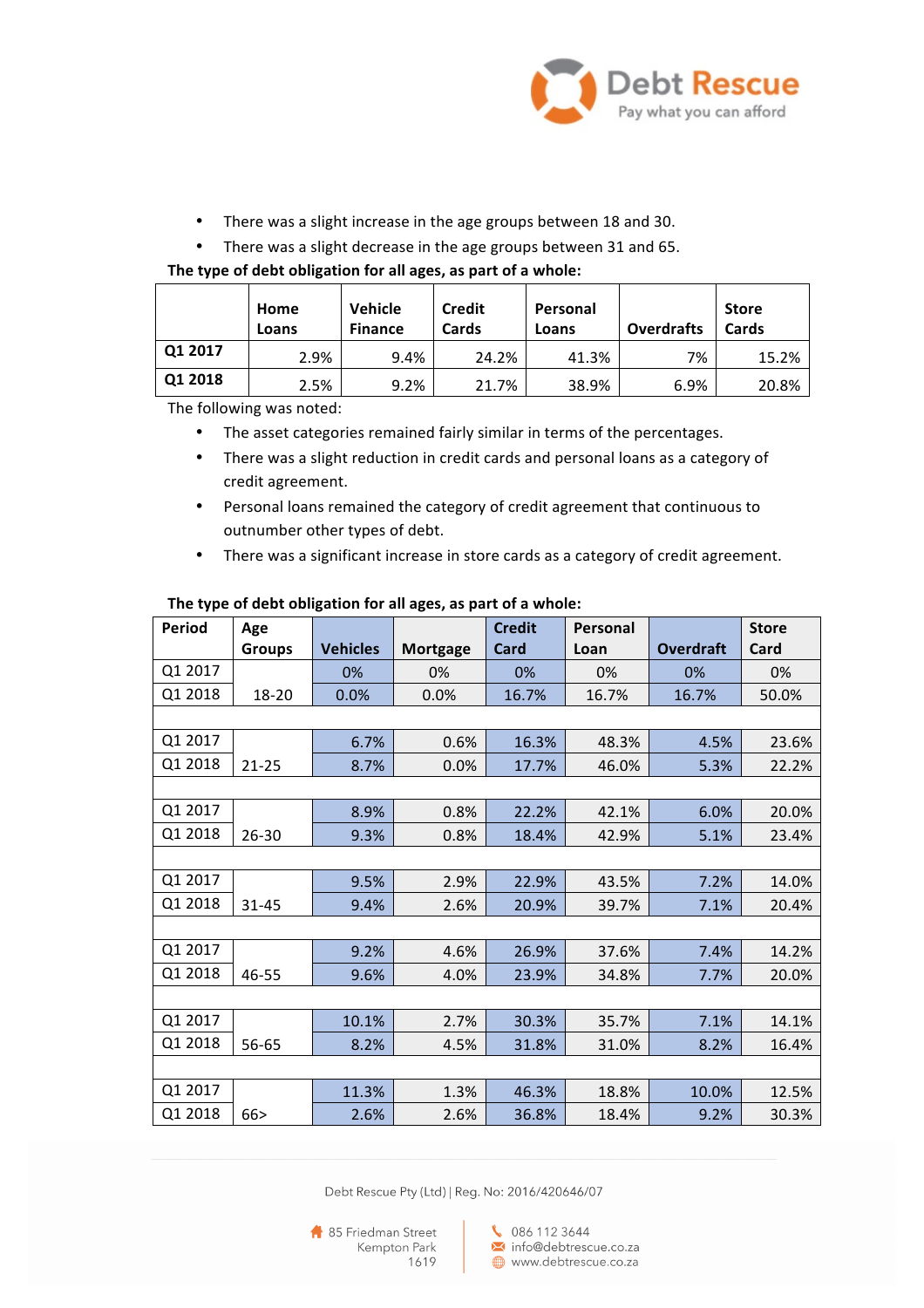- There was a slight increase in the age groups between 18 and 30.
- There was a slight decrease in the age groups between 31 and 65.

**The type of debt obligation for all ages, as part of a whole:**

| | Home Loans | Vehicle Finance | Credit Cards | Personal Loans | Overdrafts | Store Cards |
|---|---|---|---|---|---|---|
| **Q1 2017** | 2.9% | 9.4% | 24.2% | 41.3% | 7% | 15.2% |
| **Q1 2018** | 2.5% | 9.2% | 21.7% | 38.9% | 6.9% | 20.8% |

The following was noted:

- The asset categories remained fairly similar in terms of the percentages.
- There was a slight reduction in credit cards and personal loans as a category of credit agreement.
- Personal loans remained the category of credit agreement that continuous to outnumber other types of debt.
- There was a significant increase in store cards as a category of credit agreement.

**The type of debt obligation for all ages, as part of a whole:**

| Period | Age Groups | Vehicles | Mortgage | Credit Card | Personal Loan | Overdraft | Store Card |
|---|---|---|---|---|---|---|---|
| Q1 2017 | 18-20 | 0% | 0% | 0% | 0% | 0% | 0% |
| Q1 2018 | | 0.0% | 0.0% | 16.7% | 16.7% | 16.7% | 50.0% |
| | | | | | | | |
| Q1 2017 | 21-25 | 6.7% | 0.6% | 16.3% | 48.3% | 4.5% | 23.6% |
| Q1 2018 | | 8.7% | 0.0% | 17.7% | 46.0% | 5.3% | 22.2% |
| | | | | | | | |
| Q1 2017 | 26-30 | 8.9% | 0.8% | 22.2% | 42.1% | 6.0% | 20.0% |
| Q1 2018 | | 9.3% | 0.8% | 18.4% | 42.9% | 5.1% | 23.4% |
| | | | | | | | |
| Q1 2017 | 31-45 | 9.5% | 2.9% | 22.9% | 43.5% | 7.2% | 14.0% |
| Q1 2018 | | 9.4% | 2.6% | 20.9% | 39.7% | 7.1% | 20.4% |
| | | | | | | | |
| Q1 2017 | 46-55 | 9.2% | 4.6% | 26.9% | 37.6% | 7.4% | 14.2% |
| Q1 2018 | | 9.6% | 4.0% | 23.9% | 34.8% | 7.7% | 20.0% |
| | | | | | | | |
| Q1 2017 | 56-65 | 10.1% | 2.7% | 30.3% | 35.7% | 7.1% | 14.1% |
| Q1 2018 | | 8.2% | 4.5% | 31.8% | 31.0% | 8.2% | 16.4% |
| | | | | | | | |
| Q1 2017 | 66> | 11.3% | 1.3% | 46.3% | 18.8% | 10.0% | 12.5% |
| Q1 2018 | | 2.6% | 2.6% | 36.8% | 18.4% | 9.2% | 30.3% |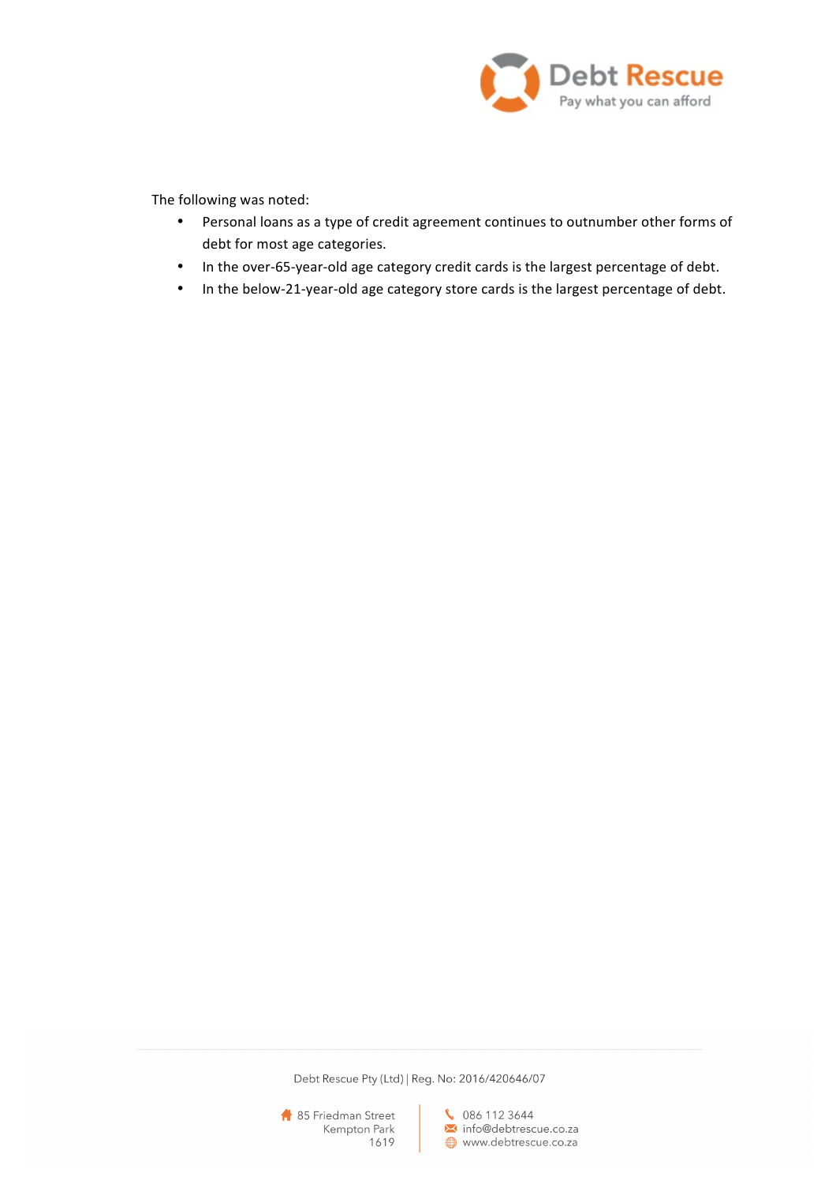The following was noted:

- Personal loans as a type of credit agreement continues to outnumber other forms of debt for most age categories.
- In the over-65-year-old age category credit cards is the largest percentage of debt.
- In the below-21-year-old age category store cards is the largest percentage of debt.